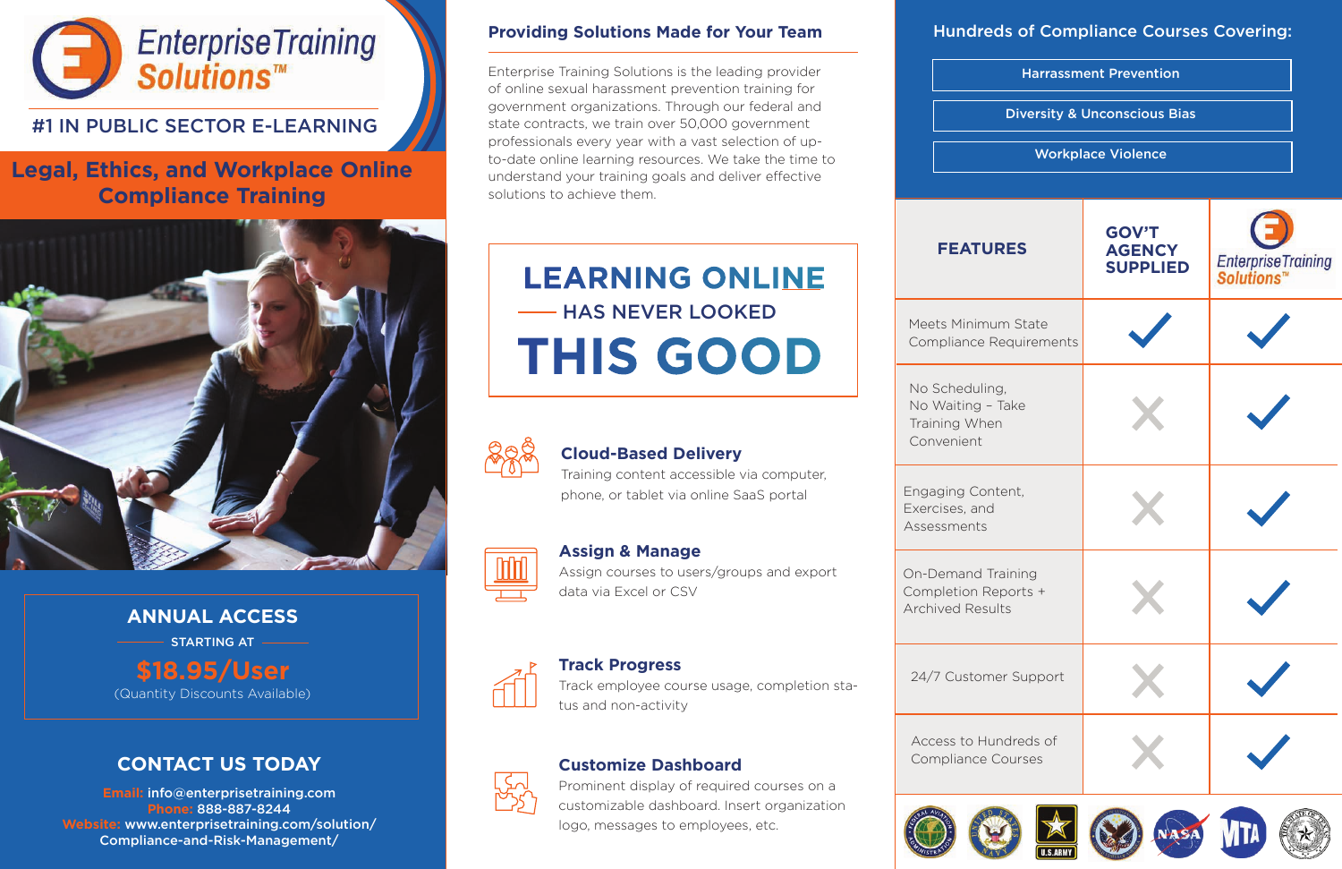# Enterprise Training Solutions™

**#1 IN PUBLIC SECTOR E-LEARNING**

## Legal, Ethics, and Workplace Online Compliance Training

### ANNUAL ACCESS

STARTING AT

**$18.95/User**

(Quantity Discounts Available)

### CONTACT US TODAY

**Email:** info@enterprisetraining.com
**Phone:** 888-887-8244
**Website:** www.enterprisetraining.com/solution/Compliance-and-Risk-Management/

## Providing Solutions Made for Your Team

Enterprise Training Solutions is the leading provider of online sexual harassment prevention training for government organizations. Through our federal and state contracts, we train over 50,000 government professionals every year with a vast selection of up-to-date online learning resources. We take the time to understand your training goals and deliver effective solutions to achieve them.

**LEARNING ONLINE**
**HAS NEVER LOOKED**
**THIS GOOD**

### Cloud-Based Delivery

Training content accessible via computer, phone, or tablet via online SaaS portal

### Assign & Manage

Assign courses to users/groups and export data via Excel or CSV

### Track Progress

Track employee course usage, completion status and non-activity

### Customize Dashboard

Prominent display of required courses on a customizable dashboard. Insert organization logo, messages to employees, etc.

## Hundreds of Compliance Courses Covering:

- Harrassment Prevention
- Diversity & Unconscious Bias
- Workplace Violence

| FEATURES | GOV'T AGENCY SUPPLIED | Enterprise Training Solutions™ |
|---|---|---|
| Meets Minimum State Compliance Requirements | ✓ | ✓ |
| No Scheduling, No Waiting – Take Training When Convenient | ✗ | ✓ |
| Engaging Content, Exercises, and Assessments | ✗ | ✓ |
| On-Demand Training Completion Reports + Archived Results | ✗ | ✓ |
| 24/7 Customer Support | ✗ | ✓ |
| Access to Hundreds of Compliance Courses | ✗ | ✓ |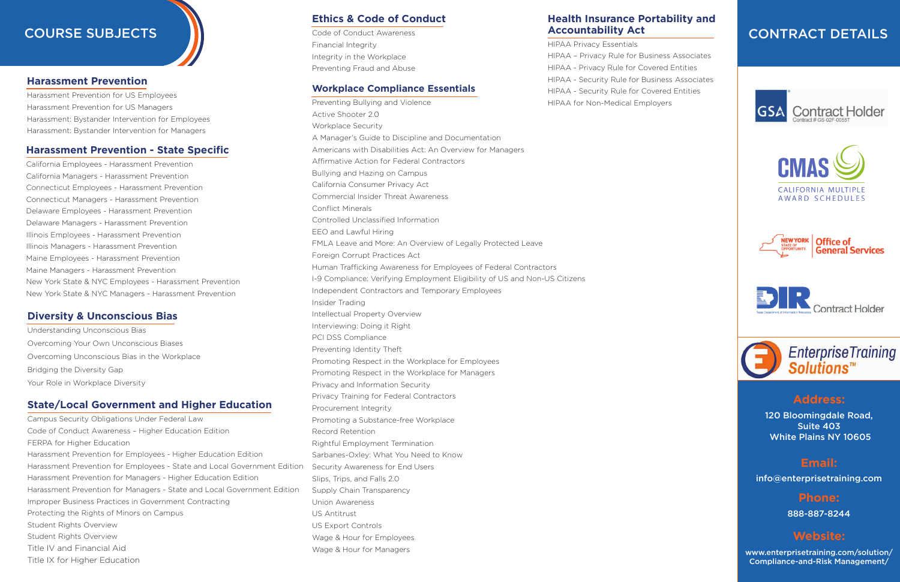# COURSE SUBJECTS

## Harassment Prevention

Harassment Prevention for US Employees
Harassment Prevention for US Managers
Harassment: Bystander Intervention for Employees
Harassment: Bystander Intervention for Managers

## Harassment Prevention - State Specific

California Employees - Harassment Prevention
California Managers - Harassment Prevention
Connecticut Employees - Harassment Prevention
Connecticut Managers - Harassment Prevention
Delaware Employees - Harassment Prevention
Delaware Managers - Harassment Prevention
Illinois Employees - Harassment Prevention
Illinois Managers - Harassment Prevention
Maine Employees - Harassment Prevention
Maine Managers - Harassment Prevention
New York State & NYC Employees - Harassment Prevention
New York State & NYC Managers - Harassment Prevention

## Diversity & Unconscious Bias

Understanding Unconscious Bias
Overcoming Your Own Unconscious Biases
Overcoming Unconscious Bias in the Workplace
Bridging the Diversity Gap
Your Role in Workplace Diversity

## State/Local Government and Higher Education

Campus Security Obligations Under Federal Law
Code of Conduct Awareness – Higher Education Edition
FERPA for Higher Education
Harassment Prevention for Employees - Higher Education Edition
Harassment Prevention for Employees - State and Local Government Edition
Harassment Prevention for Managers - Higher Education Edition
Harassment Prevention for Managers - State and Local Government Edition
Improper Business Practices in Government Contracting
Protecting the Rights of Minors on Campus
Student Rights Overview
Student Rights Overview
Title IV and Financial Aid
Title IX for Higher Education

## Ethics & Code of Conduct

Code of Conduct Awareness
Financial Integrity
Integrity in the Workplace
Preventing Fraud and Abuse

## Workplace Compliance Essentials

Preventing Bullying and Violence
Active Shooter 2.0
Workplace Security
A Manager's Guide to Discipline and Documentation
Americans with Disabilities Act: An Overview for Managers
Affirmative Action for Federal Contractors
Bullying and Hazing on Campus
California Consumer Privacy Act
Commercial Insider Threat Awareness
Conflict Minerals
Controlled Unclassified Information
EEO and Lawful Hiring
FMLA Leave and More: An Overview of Legally Protected Leave
Foreign Corrupt Practices Act
Human Trafficking Awareness for Employees of Federal Contractors
I-9 Compliance: Verifying Employment Eligibility of US and Non-US Citizens
Independent Contractors and Temporary Employees
Insider Trading
Intellectual Property Overview
Interviewing: Doing it Right
PCI DSS Compliance
Preventing Identity Theft
Promoting Respect in the Workplace for Employees
Promoting Respect in the Workplace for Managers
Privacy and Information Security
Privacy Training for Federal Contractors
Procurement Integrity
Promoting a Substance-free Workplace
Record Retention
Rightful Employment Termination
Sarbanes-Oxley: What You Need to Know
Security Awareness for End Users
Slips, Trips, and Falls 2.0
Supply Chain Transparency
Union Awareness
US Antitrust
US Export Controls
Wage & Hour for Employees
Wage & Hour for Managers

## Health Insurance Portability and Accountability Act

HIPAA Privacy Essentials
HIPAA – Privacy Rule for Business Associates
HIPAA - Privacy Rule for Covered Entities
HIPAA - Security Rule for Business Associates
HIPAA - Security Rule for Covered Entities
HIPAA for Non-Medical Employers

# CONTRACT DETAILS

GSA Contract Holder
Contract # GS-02F-0055T

CMAS
CALIFORNIA MULTIPLE AWARD SCHEDULES

NEW YORK STATE OF OPPORTUNITY. Office of General Services

DIR Contract Holder

Enterprise Training Solutions™

**Address:**
120 Bloomingdale Road,
Suite 403
White Plains NY 10605

**Email:**
info@enterprisetraining.com

**Phone:**
888-887-8244

**Website:**
www.enterprisetraining.com/solution/Compliance-and-Risk Management/